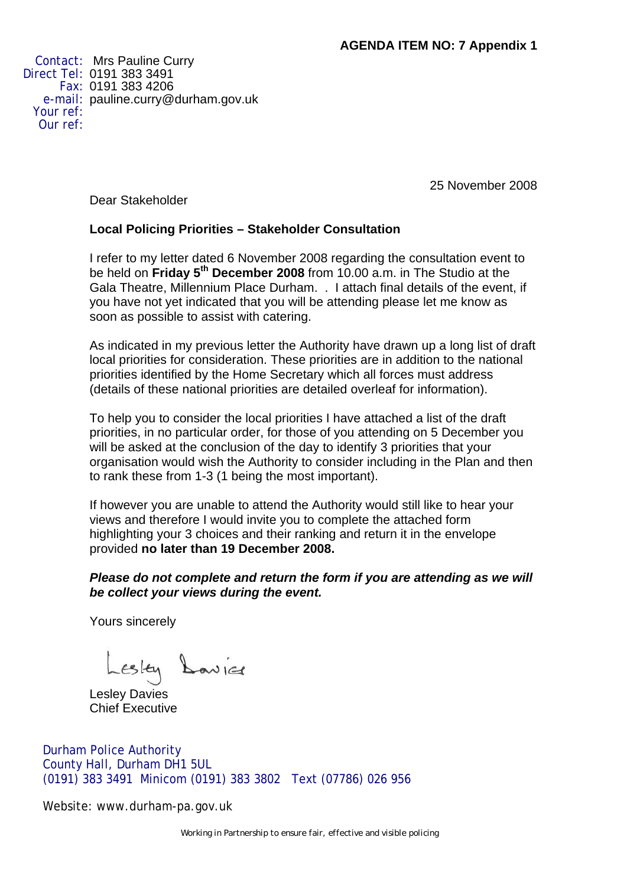**AGENDA ITEM NO: 7 Appendix 1**

Contact: Mrs Pauline Curry
Direct Tel: 0191 383 3491
Fax: 0191 383 4206
e-mail: pauline.curry@durham.gov.uk
Your ref:
Our ref:

25 November 2008

Dear Stakeholder

**Local Policing Priorities – Stakeholder Consultation**

I refer to my letter dated 6 November 2008 regarding the consultation event to be held on **Friday 5th December 2008** from 10.00 a.m. in The Studio at the Gala Theatre, Millennium Place Durham. . I attach final details of the event, if you have not yet indicated that you will be attending please let me know as soon as possible to assist with catering.

As indicated in my previous letter the Authority have drawn up a long list of draft local priorities for consideration. These priorities are in addition to the national priorities identified by the Home Secretary which all forces must address (details of these national priorities are detailed overleaf for information).

To help you to consider the local priorities I have attached a list of the draft priorities, in no particular order, for those of you attending on 5 December you will be asked at the conclusion of the day to identify 3 priorities that your organisation would wish the Authority to consider including in the Plan and then to rank these from 1-3 (1 being the most important).

If however you are unable to attend the Authority would still like to hear your views and therefore I would invite you to complete the attached form highlighting your 3 choices and their ranking and return it in the envelope provided **no later than 19 December 2008.**

***Please do not complete and return the form if you are attending as we will be collect your views during the event.***

Yours sincerely

Lesley Davies

Lesley Davies
Chief Executive

Durham Police Authority
County Hall, Durham DH1 5UL
(0191) 383 3491 Minicom (0191) 383 3802 Text (07786) 026 956

Website: www.durham-pa.gov.uk

Working in Partnership to ensure fair, effective and visible policing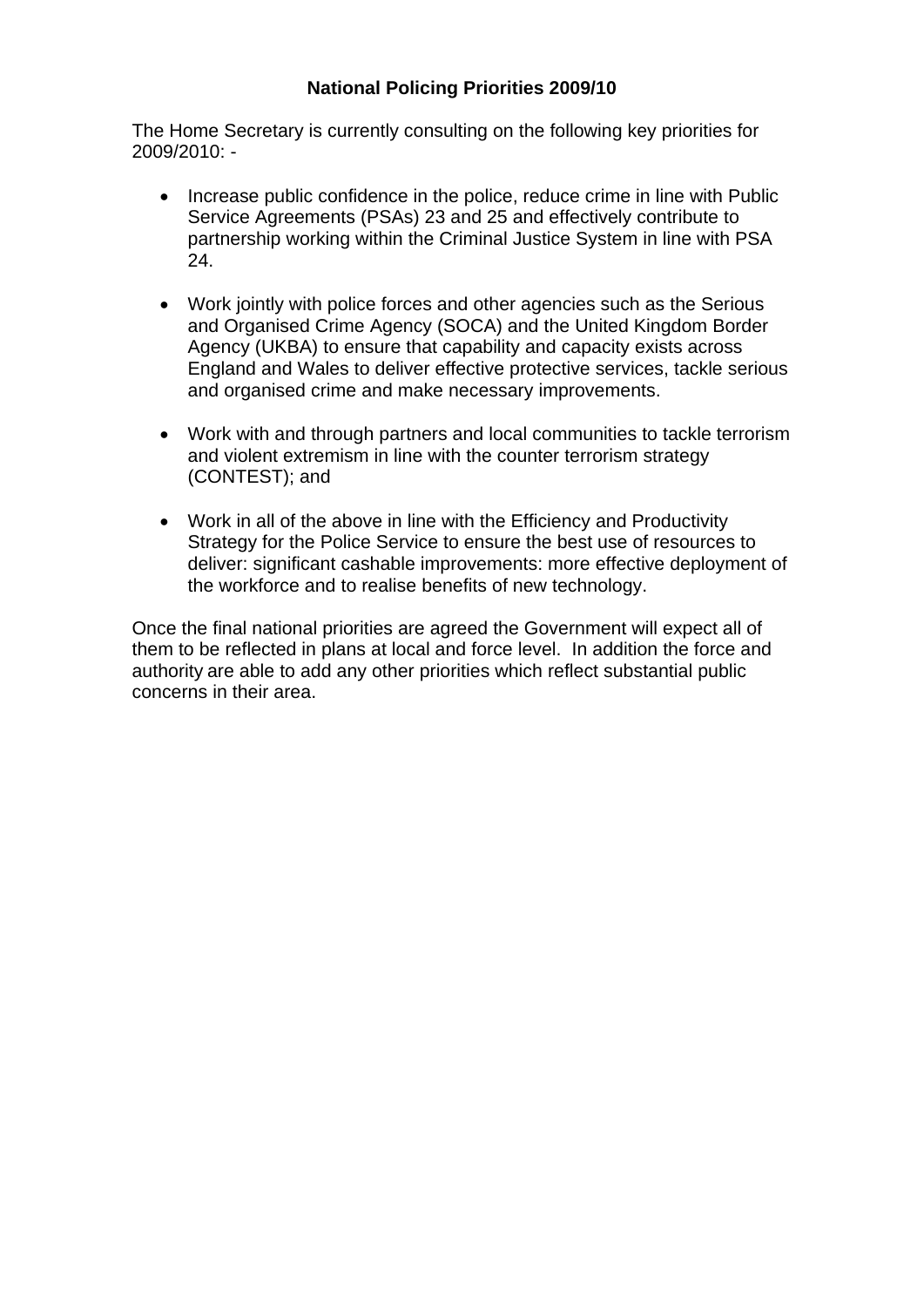**National Policing Priorities 2009/10**

The Home Secretary is currently consulting on the following key priorities for 2009/2010: -

- Increase public confidence in the police, reduce crime in line with Public Service Agreements (PSAs) 23 and 25 and effectively contribute to partnership working within the Criminal Justice System in line with PSA 24.

- Work jointly with police forces and other agencies such as the Serious and Organised Crime Agency (SOCA) and the United Kingdom Border Agency (UKBA) to ensure that capability and capacity exists across England and Wales to deliver effective protective services, tackle serious and organised crime and make necessary improvements.

- Work with and through partners and local communities to tackle terrorism and violent extremism in line with the counter terrorism strategy (CONTEST); and

- Work in all of the above in line with the Efficiency and Productivity Strategy for the Police Service to ensure the best use of resources to deliver: significant cashable improvements: more effective deployment of the workforce and to realise benefits of new technology.

Once the final national priorities are agreed the Government will expect all of them to be reflected in plans at local and force level. In addition the force and authority are able to add any other priorities which reflect substantial public concerns in their area.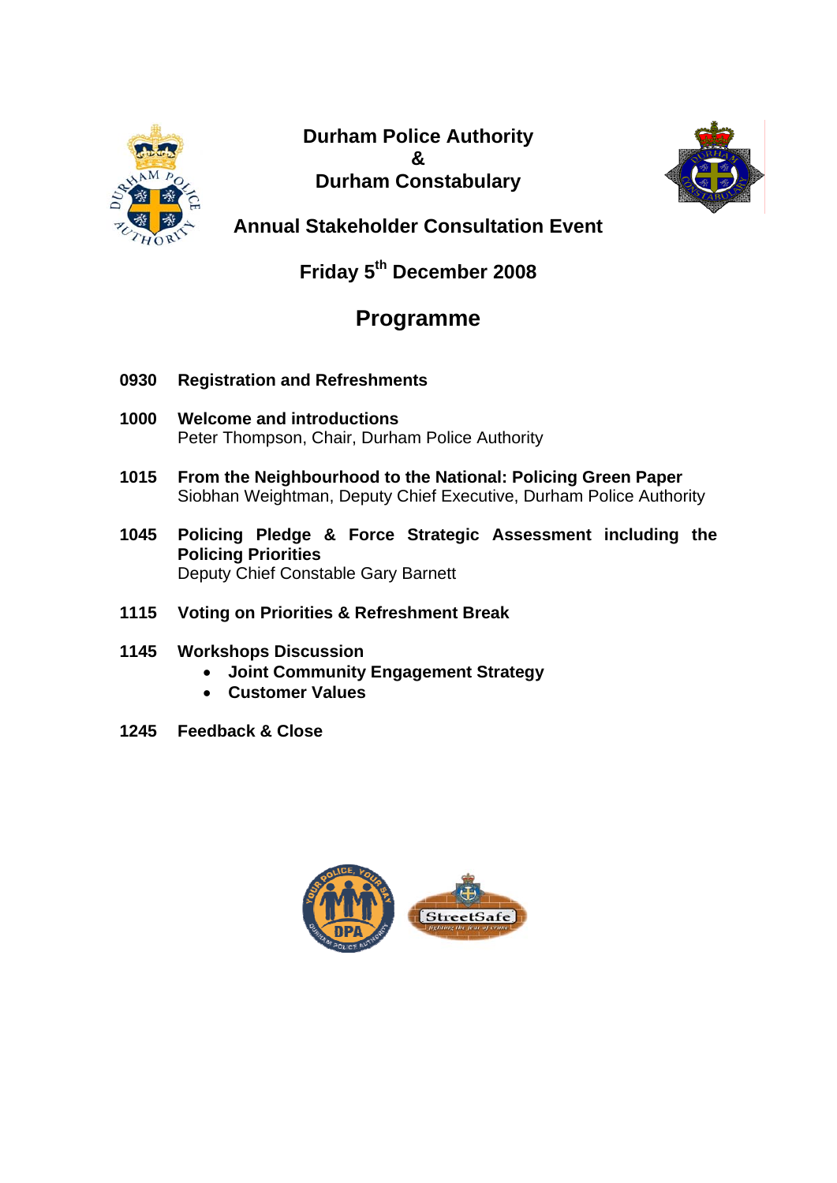# Durham Police Authority
# &
# Durham Constabulary

## Annual Stakeholder Consultation Event

## Friday 5th December 2008

## Programme

**0930 Registration and Refreshments**

**1000 Welcome and introductions**
Peter Thompson, Chair, Durham Police Authority

**1015 From the Neighbourhood to the National: Policing Green Paper**
Siobhan Weightman, Deputy Chief Executive, Durham Police Authority

**1045 Policing Pledge & Force Strategic Assessment including the Policing Priorities**
Deputy Chief Constable Gary Barnett

**1115 Voting on Priorities & Refreshment Break**

**1145 Workshops Discussion**

- **Joint Community Engagement Strategy**
- **Customer Values**

**1245 Feedback & Close**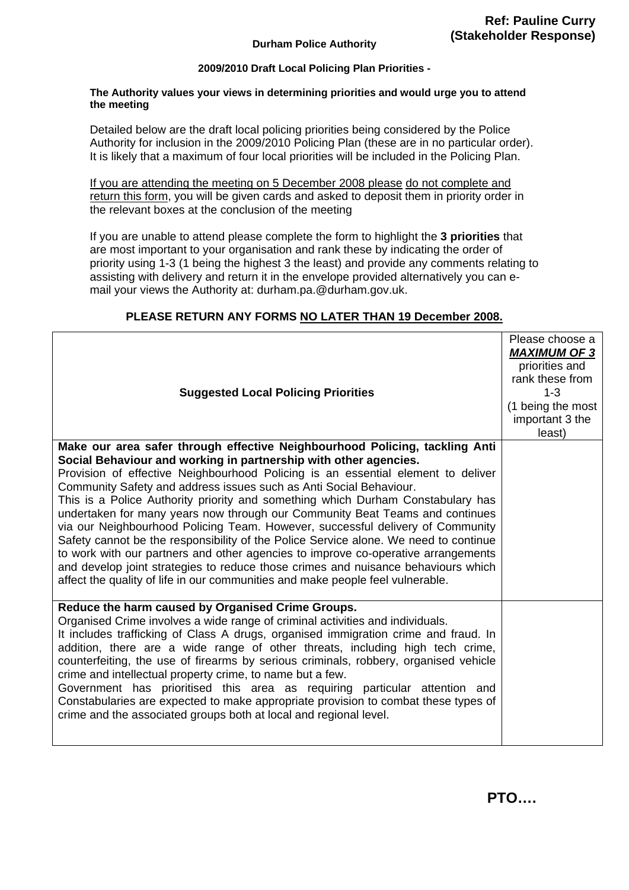**Ref: Pauline Curry (Stakeholder Response)**

**Durham Police Authority**

**2009/2010 Draft Local Policing Plan Priorities -**

**The Authority values your views in determining priorities and would urge you to attend the meeting**

Detailed below are the draft local policing priorities being considered by the Police Authority for inclusion in the 2009/2010 Policing Plan (these are in no particular order). It is likely that a maximum of four local priorities will be included in the Policing Plan.

If you are attending the meeting on 5 December 2008 please do not complete and return this form, you will be given cards and asked to deposit them in priority order in the relevant boxes at the conclusion of the meeting

If you are unable to attend please complete the form to highlight the **3 priorities** that are most important to your organisation and rank these by indicating the order of priority using 1-3 (1 being the highest 3 the least) and provide any comments relating to assisting with delivery and return it in the envelope provided alternatively you can e-mail your views the Authority at: durham.pa.@durham.gov.uk.

**PLEASE RETURN ANY FORMS NO LATER THAN 19 December 2008.**

| **Suggested Local Policing Priorities** | Please choose a ***MAXIMUM OF 3*** priorities and rank these from 1-3 (1 being the most important 3 the least) |
|---|---|
| **Make our area safer through effective Neighbourhood Policing, tackling Anti Social Behaviour and working in partnership with other agencies.** Provision of effective Neighbourhood Policing is an essential element to deliver Community Safety and address issues such as Anti Social Behaviour. This is a Police Authority priority and something which Durham Constabulary has undertaken for many years now through our Community Beat Teams and continues via our Neighbourhood Policing Team. However, successful delivery of Community Safety cannot be the responsibility of the Police Service alone. We need to continue to work with our partners and other agencies to improve co-operative arrangements and develop joint strategies to reduce those crimes and nuisance behaviours which affect the quality of life in our communities and make people feel vulnerable. | |
| **Reduce the harm caused by Organised Crime Groups.** Organised Crime involves a wide range of criminal activities and individuals. It includes trafficking of Class A drugs, organised immigration crime and fraud. In addition, there are a wide range of other threats, including high tech crime, counterfeiting, the use of firearms by serious criminals, robbery, organised vehicle crime and intellectual property crime, to name but a few. Government has prioritised this area as requiring particular attention and Constabularies are expected to make appropriate provision to combat these types of crime and the associated groups both at local and regional level. | |

**PTO….**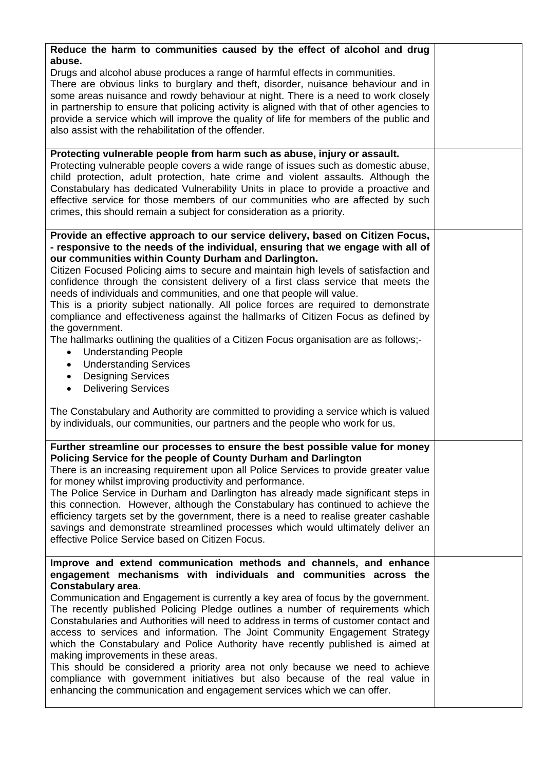| | |
|---|---|
| **Reduce the harm to communities caused by the effect of alcohol and drug abuse.**<br>Drugs and alcohol abuse produces a range of harmful effects in communities.<br>There are obvious links to burglary and theft, disorder, nuisance behaviour and in some areas nuisance and rowdy behaviour at night. There is a need to work closely in partnership to ensure that policing activity is aligned with that of other agencies to provide a service which will improve the quality of life for members of the public and also assist with the rehabilitation of the offender. | |
| **Protecting vulnerable people from harm such as abuse, injury or assault.**<br>Protecting vulnerable people covers a wide range of issues such as domestic abuse, child protection, adult protection, hate crime and violent assaults. Although the Constabulary has dedicated Vulnerability Units in place to provide a proactive and effective service for those members of our communities who are affected by such crimes, this should remain a subject for consideration as a priority. | |
| **Provide an effective approach to our service delivery, based on Citizen Focus, - responsive to the needs of the individual, ensuring that we engage with all of our communities within County Durham and Darlington.**<br>Citizen Focused Policing aims to secure and maintain high levels of satisfaction and confidence through the consistent delivery of a first class service that meets the needs of individuals and communities, and one that people will value.<br>This is a priority subject nationally. All police forces are required to demonstrate compliance and effectiveness against the hallmarks of Citizen Focus as defined by the government.<br>The hallmarks outlining the qualities of a Citizen Focus organisation are as follows;-<br>• Understanding People<br>• Understanding Services<br>• Designing Services<br>• Delivering Services<br><br>The Constabulary and Authority are committed to providing a service which is valued by individuals, our communities, our partners and the people who work for us. | |
| **Further streamline our processes to ensure the best possible value for money Policing Service for the people of County Durham and Darlington**<br>There is an increasing requirement upon all Police Services to provide greater value for money whilst improving productivity and performance.<br>The Police Service in Durham and Darlington has already made significant steps in this connection. However, although the Constabulary has continued to achieve the efficiency targets set by the government, there is a need to realise greater cashable savings and demonstrate streamlined processes which would ultimately deliver an effective Police Service based on Citizen Focus. | |
| **Improve and extend communication methods and channels, and enhance engagement mechanisms with individuals and communities across the Constabulary area.**<br>Communication and Engagement is currently a key area of focus by the government. The recently published Policing Pledge outlines a number of requirements which Constabularies and Authorities will need to address in terms of customer contact and access to services and information. The Joint Community Engagement Strategy which the Constabulary and Police Authority have recently published is aimed at making improvements in these areas.<br>This should be considered a priority area not only because we need to achieve compliance with government initiatives but also because of the real value in enhancing the communication and engagement services which we can offer. | |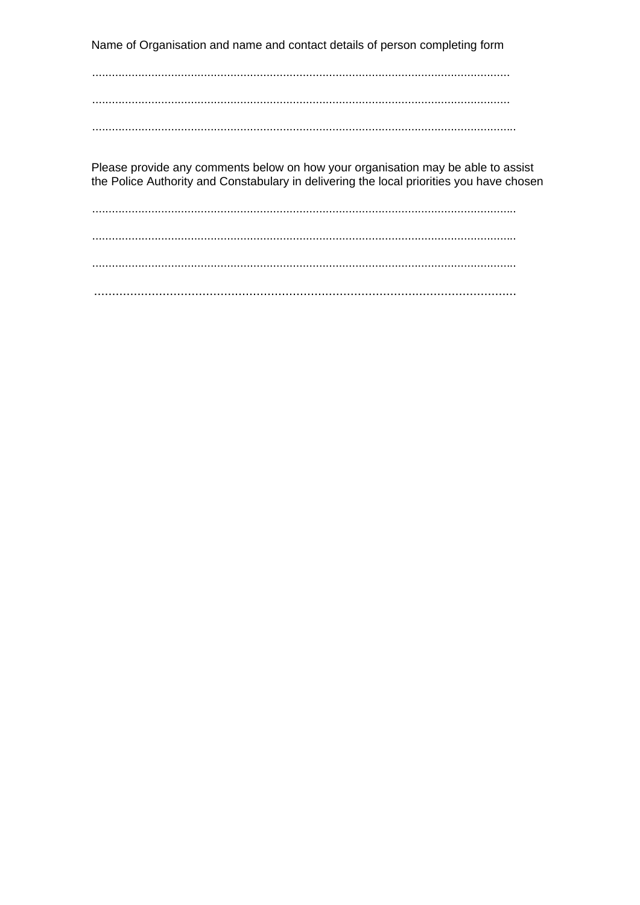Name of Organisation and name and contact details of person completing form

..............................................................................................................................

..............................................................................................................................

...............................................................................................................................

Please provide any comments below on how your organisation may be able to assist the Police Authority and Constabulary in delivering the local priorities you have chosen

...............................................................................................................................

...............................................................................................................................

...............................................................................................................................

...............................................................................................................................